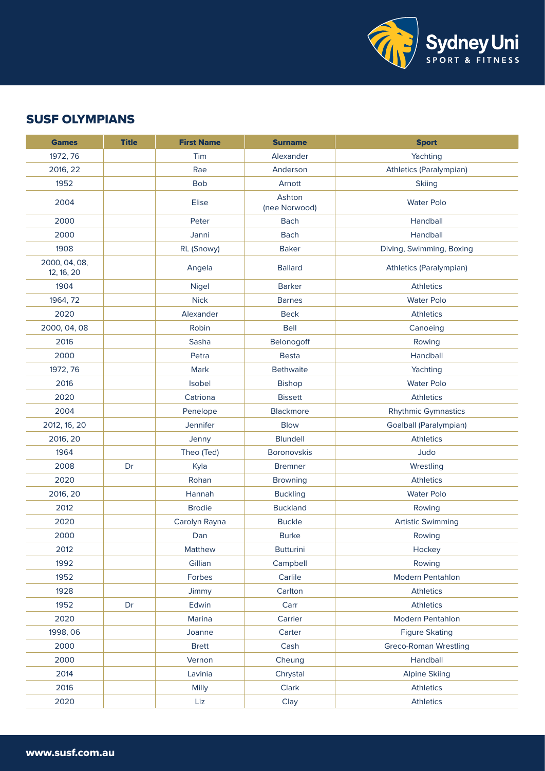## SUSF OLYMPIANS

| Games | Title | First Name | Surname | Sport |
|---|---|---|---|---|
| 1972, 76 | | Tim | Alexander | Yachting |
| 2016, 22 | | Rae | Anderson | Athletics (Paralympian) |
| 1952 | | Bob | Arnott | Skiing |
| 2004 | | Elise | Ashton (nee Norwood) | Water Polo |
| 2000 | | Peter | Bach | Handball |
| 2000 | | Janni | Bach | Handball |
| 1908 | | RL (Snowy) | Baker | Diving, Swimming, Boxing |
| 2000, 04, 08, 12, 16, 20 | | Angela | Ballard | Athletics (Paralympian) |
| 1904 | | Nigel | Barker | Athletics |
| 1964, 72 | | Nick | Barnes | Water Polo |
| 2020 | | Alexander | Beck | Athletics |
| 2000, 04, 08 | | Robin | Bell | Canoeing |
| 2016 | | Sasha | Belonogoff | Rowing |
| 2000 | | Petra | Besta | Handball |
| 1972, 76 | | Mark | Bethwaite | Yachting |
| 2016 | | Isobel | Bishop | Water Polo |
| 2020 | | Catriona | Bissett | Athletics |
| 2004 | | Penelope | Blackmore | Rhythmic Gymnastics |
| 2012, 16, 20 | | Jennifer | Blow | Goalball (Paralympian) |
| 2016, 20 | | Jenny | Blundell | Athletics |
| 1964 | | Theo (Ted) | Boronovskis | Judo |
| 2008 | Dr | Kyla | Bremner | Wrestling |
| 2020 | | Rohan | Browning | Athletics |
| 2016, 20 | | Hannah | Buckling | Water Polo |
| 2012 | | Brodie | Buckland | Rowing |
| 2020 | | Carolyn Rayna | Buckle | Artistic Swimming |
| 2000 | | Dan | Burke | Rowing |
| 2012 | | Matthew | Butturini | Hockey |
| 1992 | | Gillian | Campbell | Rowing |
| 1952 | | Forbes | Carlile | Modern Pentahlon |
| 1928 | | Jimmy | Carlton | Athletics |
| 1952 | Dr | Edwin | Carr | Athletics |
| 2020 | | Marina | Carrier | Modern Pentahlon |
| 1998, 06 | | Joanne | Carter | Figure Skating |
| 2000 | | Brett | Cash | Greco-Roman Wrestling |
| 2000 | | Vernon | Cheung | Handball |
| 2014 | | Lavinia | Chrystal | Alpine Skiing |
| 2016 | | Milly | Clark | Athletics |
| 2020 | | Liz | Clay | Athletics |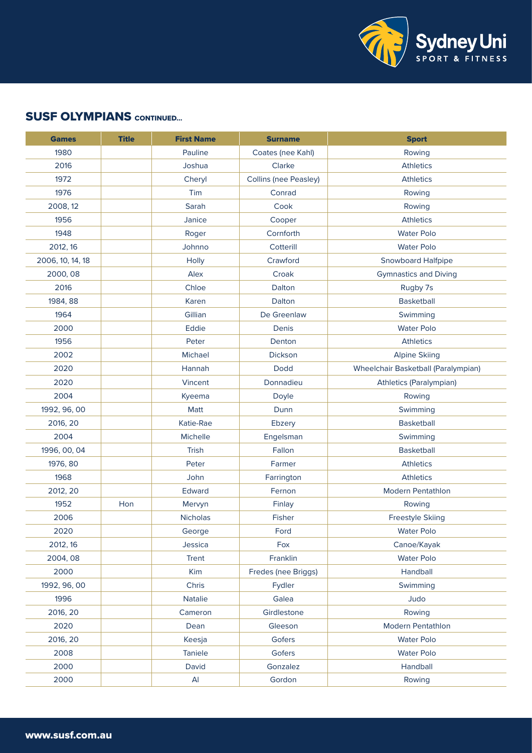## SUSF OLYMPIANS CONTINUED...

| Games | Title | First Name | Surname | Sport |
|---|---|---|---|---|
| 1980 | | Pauline | Coates (nee Kahl) | Rowing |
| 2016 | | Joshua | Clarke | Athletics |
| 1972 | | Cheryl | Collins (nee Peasley) | Athletics |
| 1976 | | Tim | Conrad | Rowing |
| 2008, 12 | | Sarah | Cook | Rowing |
| 1956 | | Janice | Cooper | Athletics |
| 1948 | | Roger | Cornforth | Water Polo |
| 2012, 16 | | Johnno | Cotterill | Water Polo |
| 2006, 10, 14, 18 | | Holly | Crawford | Snowboard Halfpipe |
| 2000, 08 | | Alex | Croak | Gymnastics and Diving |
| 2016 | | Chloe | Dalton | Rugby 7s |
| 1984, 88 | | Karen | Dalton | Basketball |
| 1964 | | Gillian | De Greenlaw | Swimming |
| 2000 | | Eddie | Denis | Water Polo |
| 1956 | | Peter | Denton | Athletics |
| 2002 | | Michael | Dickson | Alpine Skiing |
| 2020 | | Hannah | Dodd | Wheelchair Basketball (Paralympian) |
| 2020 | | Vincent | Donnadieu | Athletics (Paralympian) |
| 2004 | | Kyeema | Doyle | Rowing |
| 1992, 96, 00 | | Matt | Dunn | Swimming |
| 2016, 20 | | Katie-Rae | Ebzery | Basketball |
| 2004 | | Michelle | Engelsman | Swimming |
| 1996, 00, 04 | | Trish | Fallon | Basketball |
| 1976, 80 | | Peter | Farmer | Athletics |
| 1968 | | John | Farrington | Athletics |
| 2012, 20 | | Edward | Fernon | Modern Pentathlon |
| 1952 | Hon | Mervyn | Finlay | Rowing |
| 2006 | | Nicholas | Fisher | Freestyle Skiing |
| 2020 | | George | Ford | Water Polo |
| 2012, 16 | | Jessica | Fox | Canoe/Kayak |
| 2004, 08 | | Trent | Franklin | Water Polo |
| 2000 | | Kim | Fredes (nee Briggs) | Handball |
| 1992, 96, 00 | | Chris | Fydler | Swimming |
| 1996 | | Natalie | Galea | Judo |
| 2016, 20 | | Cameron | Girdlestone | Rowing |
| 2020 | | Dean | Gleeson | Modern Pentathlon |
| 2016, 20 | | Keesja | Gofers | Water Polo |
| 2008 | | Taniele | Gofers | Water Polo |
| 2000 | | David | Gonzalez | Handball |
| 2000 | | Al | Gordon | Rowing |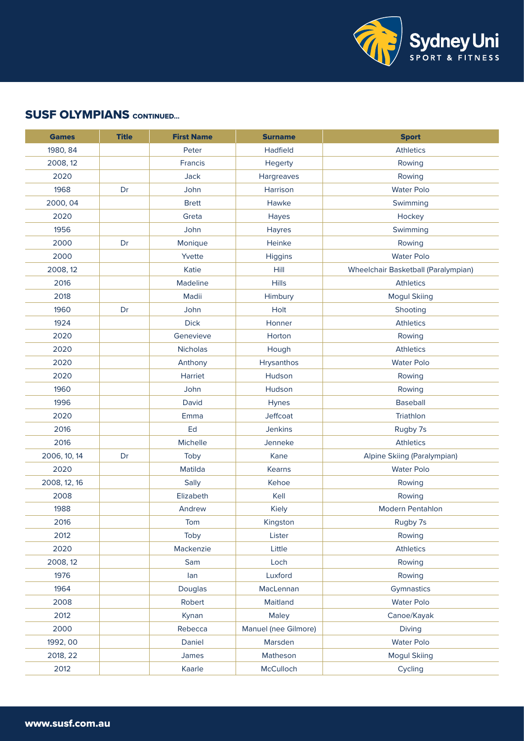## SUSF OLYMPIANS CONTINUED...

| Games | Title | First Name | Surname | Sport |
|---|---|---|---|---|
| 1980, 84 | | Peter | Hadfield | Athletics |
| 2008, 12 | | Francis | Hegerty | Rowing |
| 2020 | | Jack | Hargreaves | Rowing |
| 1968 | Dr | John | Harrison | Water Polo |
| 2000, 04 | | Brett | Hawke | Swimming |
| 2020 | | Greta | Hayes | Hockey |
| 1956 | | John | Hayres | Swimming |
| 2000 | Dr | Monique | Heinke | Rowing |
| 2000 | | Yvette | Higgins | Water Polo |
| 2008, 12 | | Katie | Hill | Wheelchair Basketball (Paralympian) |
| 2016 | | Madeline | Hills | Athletics |
| 2018 | | Madii | Himbury | Mogul Skiing |
| 1960 | Dr | John | Holt | Shooting |
| 1924 | | Dick | Honner | Athletics |
| 2020 | | Genevieve | Horton | Rowing |
| 2020 | | Nicholas | Hough | Athletics |
| 2020 | | Anthony | Hrysanthos | Water Polo |
| 2020 | | Harriet | Hudson | Rowing |
| 1960 | | John | Hudson | Rowing |
| 1996 | | David | Hynes | Baseball |
| 2020 | | Emma | Jeffcoat | Triathlon |
| 2016 | | Ed | Jenkins | Rugby 7s |
| 2016 | | Michelle | Jenneke | Athletics |
| 2006, 10, 14 | Dr | Toby | Kane | Alpine Skiing (Paralympian) |
| 2020 | | Matilda | Kearns | Water Polo |
| 2008, 12, 16 | | Sally | Kehoe | Rowing |
| 2008 | | Elizabeth | Kell | Rowing |
| 1988 | | Andrew | Kiely | Modern Pentahlon |
| 2016 | | Tom | Kingston | Rugby 7s |
| 2012 | | Toby | Lister | Rowing |
| 2020 | | Mackenzie | Little | Athletics |
| 2008, 12 | | Sam | Loch | Rowing |
| 1976 | | Ian | Luxford | Rowing |
| 1964 | | Douglas | MacLennan | Gymnastics |
| 2008 | | Robert | Maitland | Water Polo |
| 2012 | | Kynan | Maley | Canoe/Kayak |
| 2000 | | Rebecca | Manuel (nee Gilmore) | Diving |
| 1992, 00 | | Daniel | Marsden | Water Polo |
| 2018, 22 | | James | Matheson | Mogul Skiing |
| 2012 | | Kaarle | McCulloch | Cycling |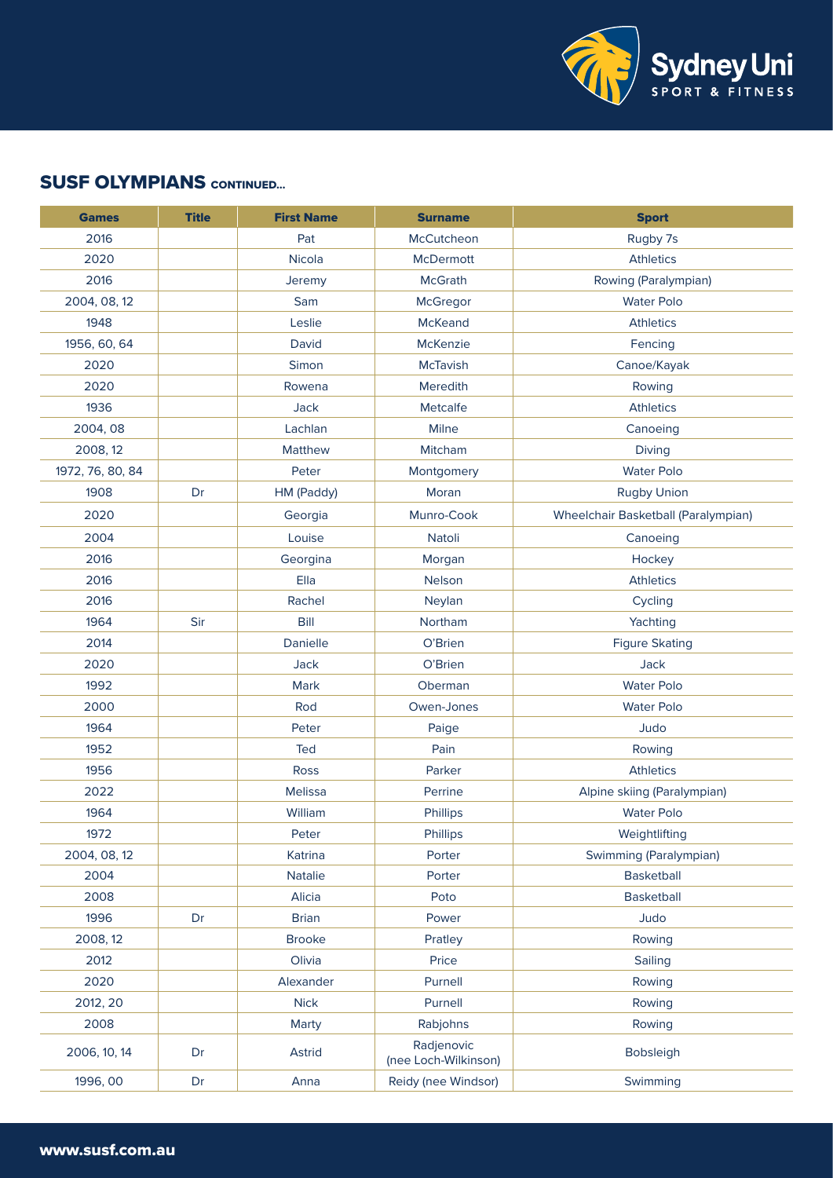## SUSF OLYMPIANS CONTINUED...

| Games | Title | First Name | Surname | Sport |
|---|---|---|---|---|
| 2016 | | Pat | McCutcheon | Rugby 7s |
| 2020 | | Nicola | McDermott | Athletics |
| 2016 | | Jeremy | McGrath | Rowing (Paralympian) |
| 2004, 08, 12 | | Sam | McGregor | Water Polo |
| 1948 | | Leslie | McKeand | Athletics |
| 1956, 60, 64 | | David | McKenzie | Fencing |
| 2020 | | Simon | McTavish | Canoe/Kayak |
| 2020 | | Rowena | Meredith | Rowing |
| 1936 | | Jack | Metcalfe | Athletics |
| 2004, 08 | | Lachlan | Milne | Canoeing |
| 2008, 12 | | Matthew | Mitcham | Diving |
| 1972, 76, 80, 84 | | Peter | Montgomery | Water Polo |
| 1908 | Dr | HM (Paddy) | Moran | Rugby Union |
| 2020 | | Georgia | Munro-Cook | Wheelchair Basketball (Paralympian) |
| 2004 | | Louise | Natoli | Canoeing |
| 2016 | | Georgina | Morgan | Hockey |
| 2016 | | Ella | Nelson | Athletics |
| 2016 | | Rachel | Neylan | Cycling |
| 1964 | Sir | Bill | Northam | Yachting |
| 2014 | | Danielle | O'Brien | Figure Skating |
| 2020 | | Jack | O'Brien | Jack |
| 1992 | | Mark | Oberman | Water Polo |
| 2000 | | Rod | Owen-Jones | Water Polo |
| 1964 | | Peter | Paige | Judo |
| 1952 | | Ted | Pain | Rowing |
| 1956 | | Ross | Parker | Athletics |
| 2022 | | Melissa | Perrine | Alpine skiing (Paralympian) |
| 1964 | | William | Phillips | Water Polo |
| 1972 | | Peter | Phillips | Weightlifting |
| 2004, 08, 12 | | Katrina | Porter | Swimming (Paralympian) |
| 2004 | | Natalie | Porter | Basketball |
| 2008 | | Alicia | Poto | Basketball |
| 1996 | Dr | Brian | Power | Judo |
| 2008, 12 | | Brooke | Pratley | Rowing |
| 2012 | | Olivia | Price | Sailing |
| 2020 | | Alexander | Purnell | Rowing |
| 2012, 20 | | Nick | Purnell | Rowing |
| 2008 | | Marty | Rabjohns | Rowing |
| 2006, 10, 14 | Dr | Astrid | Radjenovic (nee Loch-Wilkinson) | Bobsleigh |
| 1996, 00 | Dr | Anna | Reidy (nee Windsor) | Swimming |

www.susf.com.au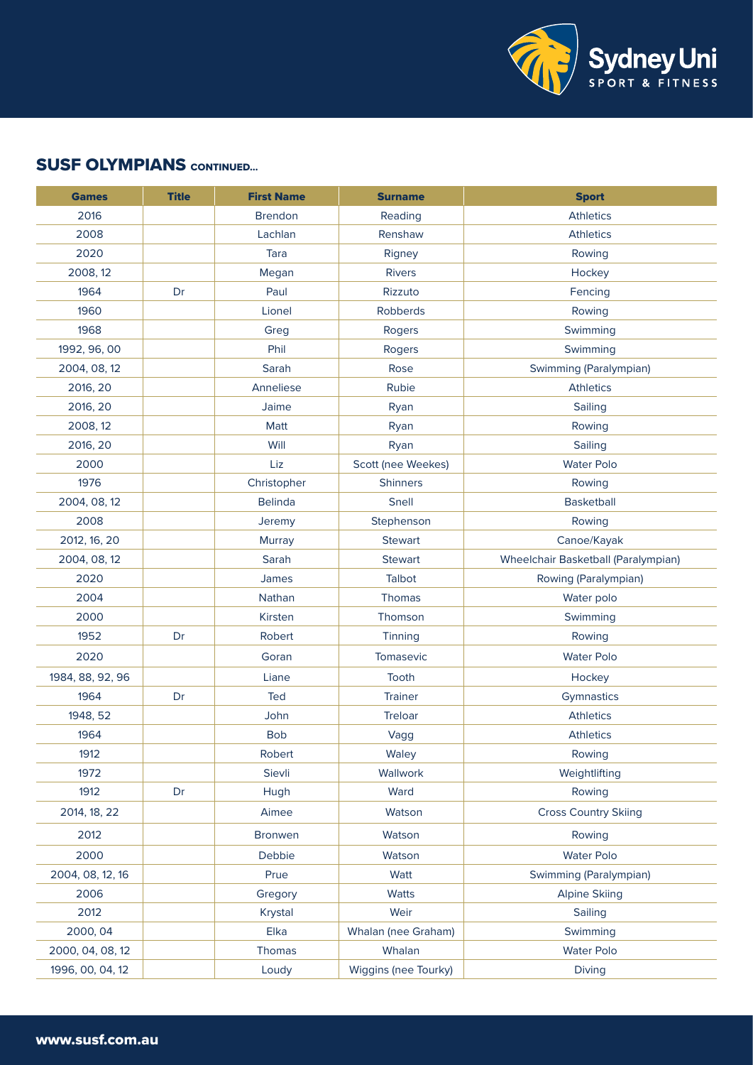## SUSF OLYMPIANS CONTINUED...

| Games | Title | First Name | Surname | Sport |
|---|---|---|---|---|
| 2016 | | Brendon | Reading | Athletics |
| 2008 | | Lachlan | Renshaw | Athletics |
| 2020 | | Tara | Rigney | Rowing |
| 2008, 12 | | Megan | Rivers | Hockey |
| 1964 | Dr | Paul | Rizzuto | Fencing |
| 1960 | | Lionel | Robberds | Rowing |
| 1968 | | Greg | Rogers | Swimming |
| 1992, 96, 00 | | Phil | Rogers | Swimming |
| 2004, 08, 12 | | Sarah | Rose | Swimming (Paralympian) |
| 2016, 20 | | Anneliese | Rubie | Athletics |
| 2016, 20 | | Jaime | Ryan | Sailing |
| 2008, 12 | | Matt | Ryan | Rowing |
| 2016, 20 | | Will | Ryan | Sailing |
| 2000 | | Liz | Scott (nee Weekes) | Water Polo |
| 1976 | | Christopher | Shinners | Rowing |
| 2004, 08, 12 | | Belinda | Snell | Basketball |
| 2008 | | Jeremy | Stephenson | Rowing |
| 2012, 16, 20 | | Murray | Stewart | Canoe/Kayak |
| 2004, 08, 12 | | Sarah | Stewart | Wheelchair Basketball (Paralympian) |
| 2020 | | James | Talbot | Rowing (Paralympian) |
| 2004 | | Nathan | Thomas | Water polo |
| 2000 | | Kirsten | Thomson | Swimming |
| 1952 | Dr | Robert | Tinning | Rowing |
| 2020 | | Goran | Tomasevic | Water Polo |
| 1984, 88, 92, 96 | | Liane | Tooth | Hockey |
| 1964 | Dr | Ted | Trainer | Gymnastics |
| 1948, 52 | | John | Treloar | Athletics |
| 1964 | | Bob | Vagg | Athletics |
| 1912 | | Robert | Waley | Rowing |
| 1972 | | Sievli | Wallwork | Weightlifting |
| 1912 | Dr | Hugh | Ward | Rowing |
| 2014, 18, 22 | | Aimee | Watson | Cross Country Skiing |
| 2012 | | Bronwen | Watson | Rowing |
| 2000 | | Debbie | Watson | Water Polo |
| 2004, 08, 12, 16 | | Prue | Watt | Swimming (Paralympian) |
| 2006 | | Gregory | Watts | Alpine Skiing |
| 2012 | | Krystal | Weir | Sailing |
| 2000, 04 | | Elka | Whalan (nee Graham) | Swimming |
| 2000, 04, 08, 12 | | Thomas | Whalan | Water Polo |
| 1996, 00, 04, 12 | | Loudy | Wiggins (nee Tourky) | Diving |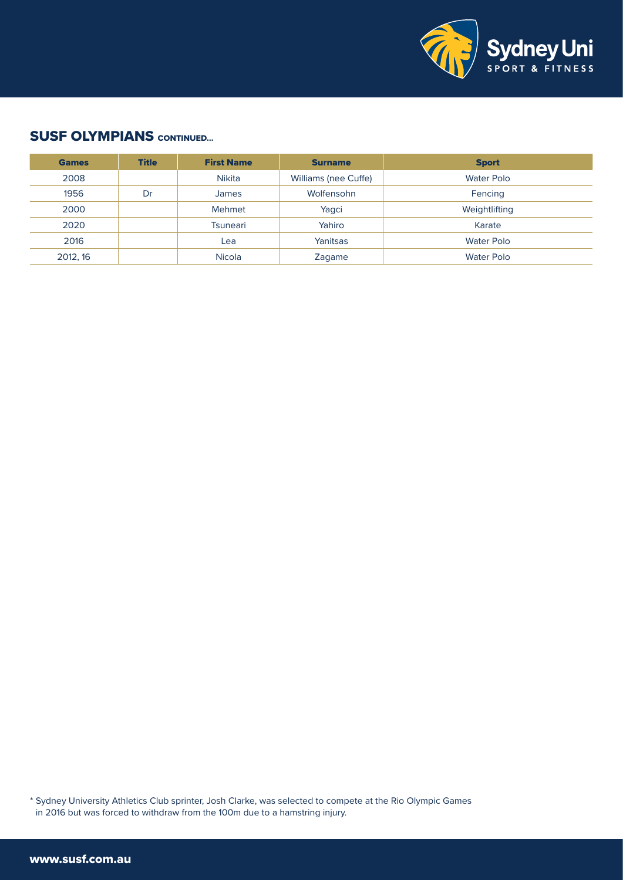## SUSF OLYMPIANS CONTINUED...

| Games | Title | First Name | Surname | Sport |
|---|---|---|---|---|
| 2008 | | Nikita | Williams (nee Cuffe) | Water Polo |
| 1956 | Dr | James | Wolfensohn | Fencing |
| 2000 | | Mehmet | Yagci | Weightlifting |
| 2020 | | Tsuneari | Yahiro | Karate |
| 2016 | | Lea | Yanitsas | Water Polo |
| 2012, 16 | | Nicola | Zagame | Water Polo |

* Sydney University Athletics Club sprinter, Josh Clarke, was selected to compete at the Rio Olympic Games in 2016 but was forced to withdraw from the 100m due to a hamstring injury.